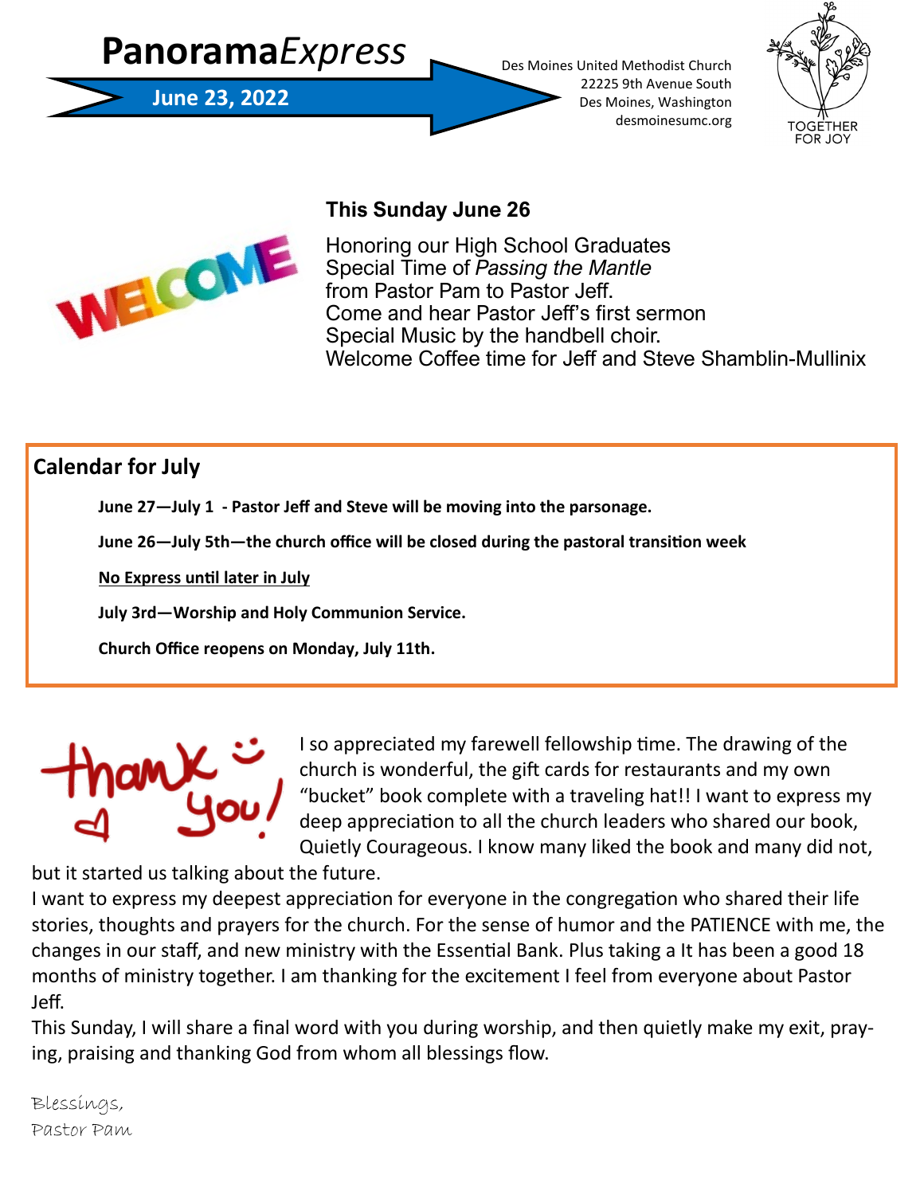# Panorama*Express*

**June 23, 2022**

Des Moines United Methodist Church
22225 9th Avenue South
Des Moines, Washington
desmoinesumc.org

TOGETHER FOR JOY

WELCOME

## This Sunday June 26

Honoring our High School Graduates
Special Time of *Passing the Mantle*
from Pastor Pam to Pastor Jeff.
Come and hear Pastor Jeff's first sermon
Special Music by the handbell choir.
Welcome Coffee time for Jeff and Steve Shamblin-Mullinix

## Calendar for July

**June 27—July 1 - Pastor Jeff and Steve will be moving into the parsonage.**

**June 26—July 5th—the church office will be closed during the pastoral transition week**

**<u>No Express until later in July</u>**

**July 3rd—Worship and Holy Communion Service.**

**Church Office reopens on Monday, July 11th.**

thank you!

I so appreciated my farewell fellowship time. The drawing of the church is wonderful, the gift cards for restaurants and my own "bucket" book complete with a traveling hat!! I want to express my deep appreciation to all the church leaders who shared our book, Quietly Courageous. I know many liked the book and many did not, but it started us talking about the future.

I want to express my deepest appreciation for everyone in the congregation who shared their life stories, thoughts and prayers for the church. For the sense of humor and the PATIENCE with me, the changes in our staff, and new ministry with the Essential Bank. Plus taking a It has been a good 18 months of ministry together. I am thanking for the excitement I feel from everyone about Pastor Jeff.

This Sunday, I will share a final word with you during worship, and then quietly make my exit, praying, praising and thanking God from whom all blessings flow.

Blessings,
Pastor Pam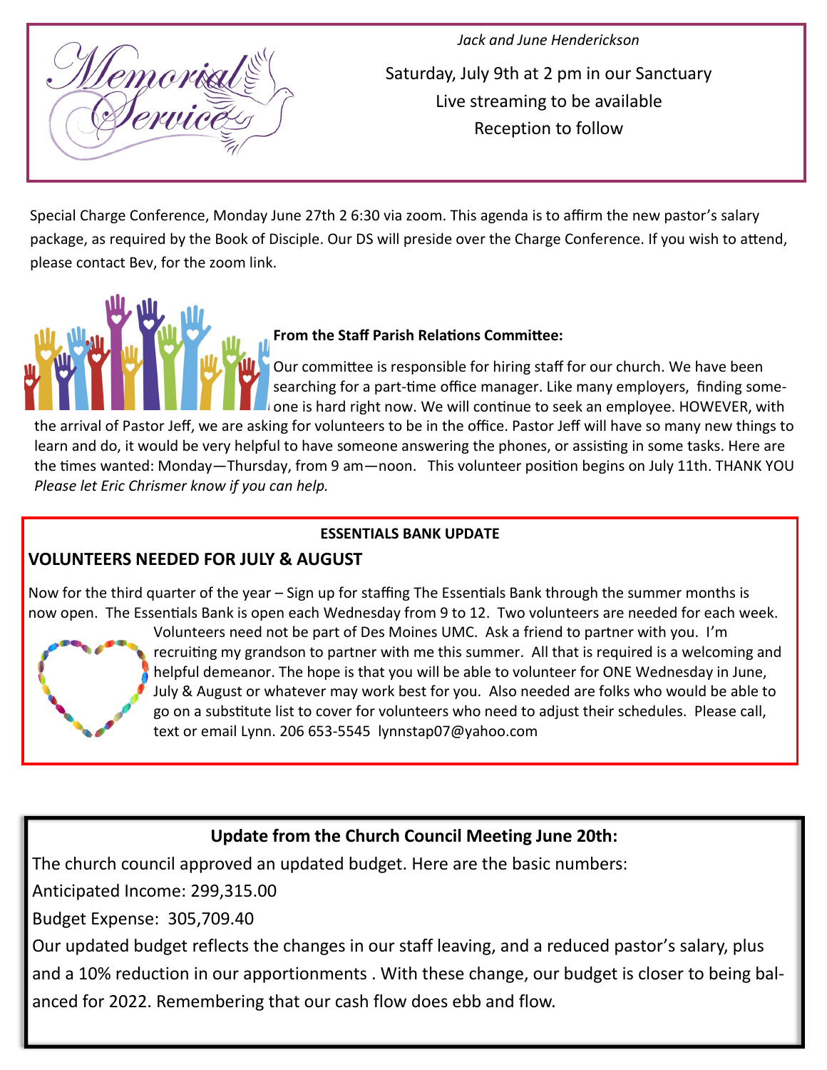Memorial Service

*Jack and June Henderickson*

Saturday, July 9th at 2 pm in our Sanctuary

Live streaming to be available

Reception to follow

Special Charge Conference, Monday June 27th 2 6:30 via zoom. This agenda is to affirm the new pastor's salary package, as required by the Book of Disciple. Our DS will preside over the Charge Conference. If you wish to attend, please contact Bev, for the zoom link.

**From the Staff Parish Relations Committee:**

Our committee is responsible for hiring staff for our church. We have been searching for a part-time office manager. Like many employers, finding someone is hard right now. We will continue to seek an employee. HOWEVER, with the arrival of Pastor Jeff, we are asking for volunteers to be in the office. Pastor Jeff will have so many new things to learn and do, it would be very helpful to have someone answering the phones, or assisting in some tasks. Here are the times wanted: Monday—Thursday, from 9 am—noon. This volunteer position begins on July 11th. THANK YOU *Please let Eric Chrismer know if you can help.*

**ESSENTIALS BANK UPDATE**

## VOLUNTEERS NEEDED FOR JULY & AUGUST

Now for the third quarter of the year – Sign up for staffing The Essentials Bank through the summer months is now open. The Essentials Bank is open each Wednesday from 9 to 12. Two volunteers are needed for each week. Volunteers need not be part of Des Moines UMC. Ask a friend to partner with you. I'm recruiting my grandson to partner with me this summer. All that is required is a welcoming and helpful demeanor. The hope is that you will be able to volunteer for ONE Wednesday in June, July & August or whatever may work best for you. Also needed are folks who would be able to go on a substitute list to cover for volunteers who need to adjust their schedules. Please call, text or email Lynn. 206 653-5545 lynnstap07@yahoo.com

## Update from the Church Council Meeting June 20th:

The church council approved an updated budget. Here are the basic numbers:

Anticipated Income: 299,315.00

Budget Expense: 305,709.40

Our updated budget reflects the changes in our staff leaving, and a reduced pastor's salary, plus and a 10% reduction in our apportionments . With these change, our budget is closer to being balanced for 2022. Remembering that our cash flow does ebb and flow.